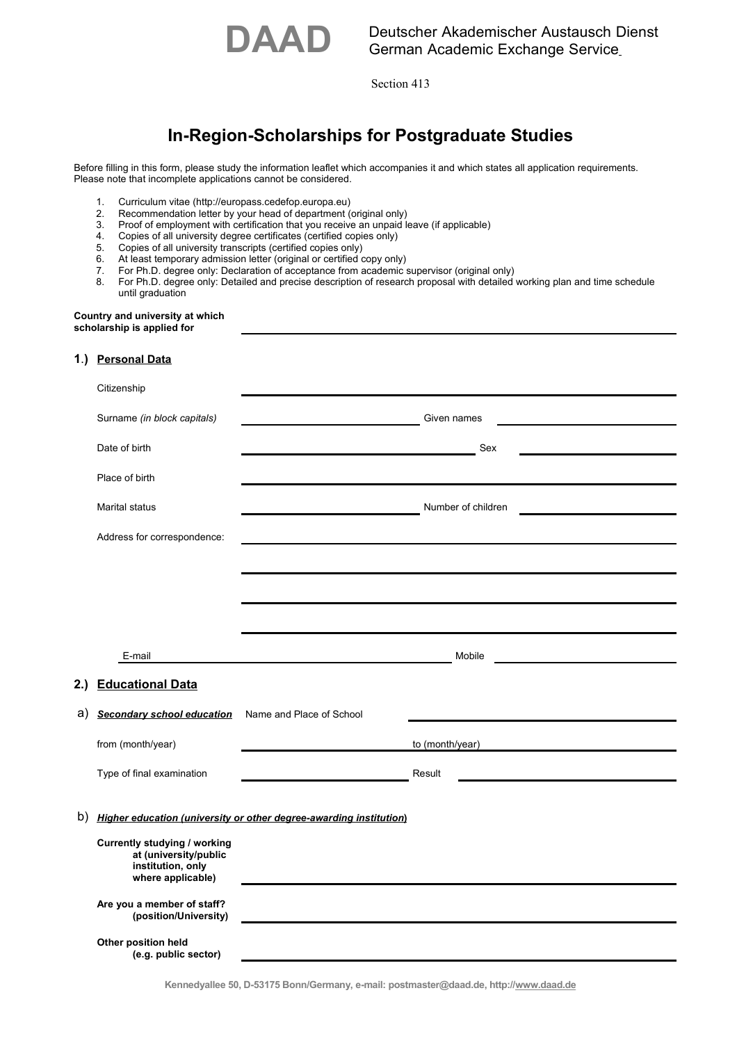**DAAD** Deutscher Akademischer Austausch Dienst
German Academic Exchange Service

Section 413

# In-Region-Scholarships for Postgraduate Studies

Before filling in this form, please study the information leaflet which accompanies it and which states all application requirements. Please note that incomplete applications cannot be considered.

1. Curriculum vitae (http://europass.cedefop.europa.eu)
2. Recommendation letter by your head of department (original only)
3. Proof of employment with certification that you receive an unpaid leave (if applicable)
4. Copies of all university degree certificates (certified copies only)
5. Copies of all university transcripts (certified copies only)
6. At least temporary admission letter (original or certified copy only)
7. For Ph.D. degree only: Declaration of acceptance from academic supervisor (original only)
8. For Ph.D. degree only: Detailed and precise description of research proposal with detailed working plan and time schedule until graduation

**Country and university at which scholarship is applied for** ______________________________

## 1.) Personal Data

Citizenship ______________________________

Surname *(in block capitals)* ______________ Given names ______________

Date of birth ______________ Sex ______________

Place of birth ______________________________

Marital status ______________ Number of children ______________

Address for correspondence: ______________________________

______________________________

______________________________

______________________________

E-mail ______________ Mobile ______________

## 2.) Educational Data

a) ***Secondary school education*** Name and Place of School ______________

from (month/year) ______________ to (month/year) ______________

Type of final examination ______________ Result ______________

b) ***Higher education (university or other degree-awarding institution)***

**Currently studying / working at (university/public institution, only where applicable)** ______________________________

**Are you a member of staff? (position/University)** ______________________________

**Other position held (e.g. public sector)** ______________________________

Kennedyallee 50, D-53175 Bonn/Germany, e-mail: postmaster@daad.de, http://www.daad.de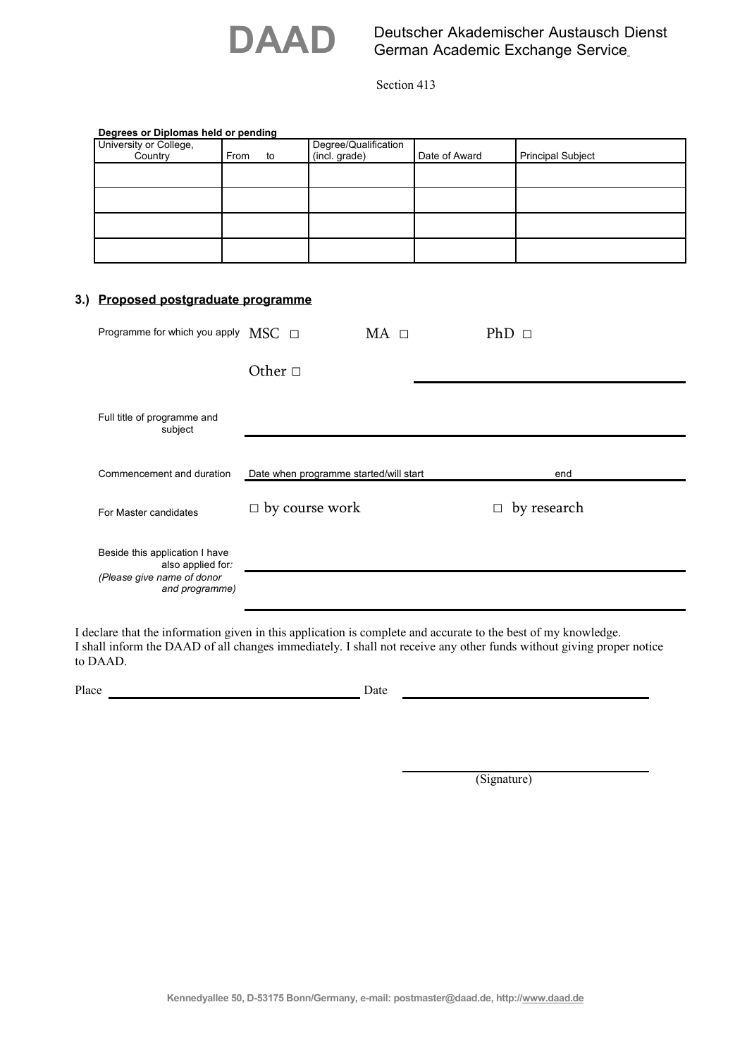# DAAD

Deutscher Akademischer Austausch Dienst
German Academic Exchange Service

Section 413

**Degrees or Diplomas held or pending**

| University or College, Country | From to | Degree/Qualification (incl. grade) | Date of Award | Principal Subject |
|---|---|---|---|---|
| | | | | |
| | | | | |
| | | | | |
| | | | | |

## 3.) Proposed postgraduate programme

Programme for which you apply MSC □ MA □ PhD □

Other □ ______________________

Full title of programme and subject ______________________

Commencement and duration Date when programme started/will start ______________________ end ______________________

For Master candidates □ by course work □ by research

Beside this application I have also applied for: *(Please give name of donor and programme)* ______________________

I declare that the information given in this application is complete and accurate to the best of my knowledge.
I shall inform the DAAD of all changes immediately. I shall not receive any other funds without giving proper notice to DAAD.

Place ______________________ Date ______________________

______________________
(Signature)

Kennedyallee 50, D-53175 Bonn/Germany, e-mail: postmaster@daad.de, http://www.daad.de